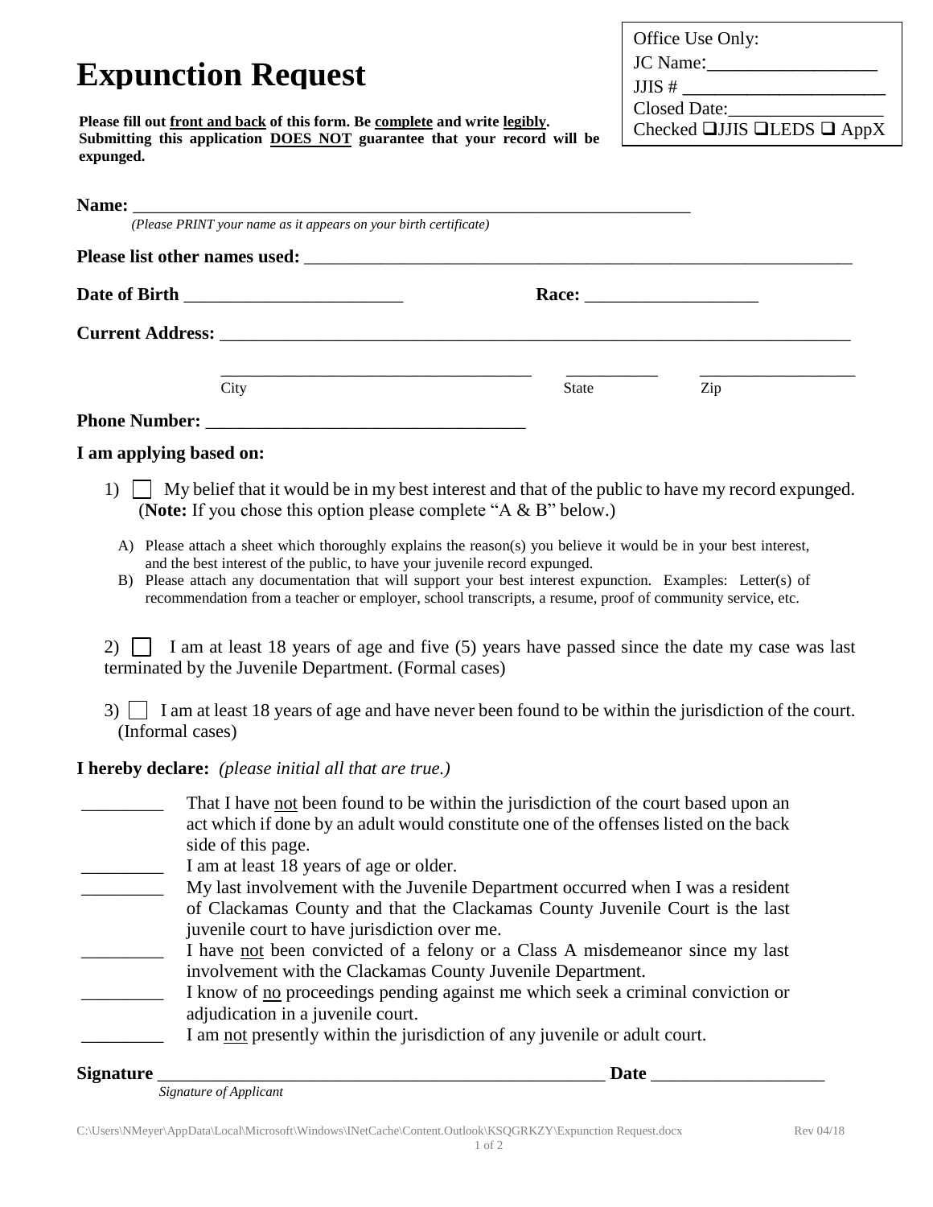# Expunction Request

| Office Use Only: |
| --- |
| JC Name:__________________ |
| JJIS # ______________________ |
| Closed Date:_________________ |
| Checked ❑JJIS ❑LEDS ❑ AppX |

**Please fill out <u>front and back</u> of this form. Be <u>complete</u> and write <u>legibly</u>. Submitting this application <u>DOES NOT</u> guarantee that your record will be expunged.**

**Name:** ________________________________________________________________

*(Please PRINT your name as it appears on your birth certificate)*

**Please list other names used:** ________________________________________________________________

**Date of Birth** ________________________ **Race:** ___________________

**Current Address:** ________________________________________________________________

____________________________________ City ___________ State __________________ Zip

**Phone Number:** __________________________________

**I am applying based on:**

1) ☐ My belief that it would be in my best interest and that of the public to have my record expunged. (**Note:** If you chose this option please complete "A & B" below.)

   A) Please attach a sheet which thoroughly explains the reason(s) you believe it would be in your best interest, and the best interest of the public, to have your juvenile record expunged.
   
   B) Please attach any documentation that will support your best interest expunction. Examples: Letter(s) of recommendation from a teacher or employer, school transcripts, a resume, proof of community service, etc.

2) ☐ I am at least 18 years of age and five (5) years have passed since the date my case was last terminated by the Juvenile Department. (Formal cases)

3) ☐ I am at least 18 years of age and have never been found to be within the jurisdiction of the court. (Informal cases)

**I hereby declare:** *(please initial all that are true.)*

_________ That I have <u>not</u> been found to be within the jurisdiction of the court based upon an act which if done by an adult would constitute one of the offenses listed on the back side of this page.

_________ I am at least 18 years of age or older.

_________ My last involvement with the Juvenile Department occurred when I was a resident of Clackamas County and that the Clackamas County Juvenile Court is the last juvenile court to have jurisdiction over me.

_________ I have <u>not</u> been convicted of a felony or a Class A misdemeanor since my last involvement with the Clackamas County Juvenile Department.

_________ I know of <u>no</u> proceedings pending against me which seek a criminal conviction or adjudication in a juvenile court.

_________ I am <u>not</u> presently within the jurisdiction of any juvenile or adult court.

**Signature** ___________________________________________________ **Date** ___________________

*Signature of Applicant*

C:\Users\NMeyer\AppData\Local\Microsoft\Windows\INetCache\Content.Outlook\KSQGRKZY\Expunction Request.docx Rev 04/18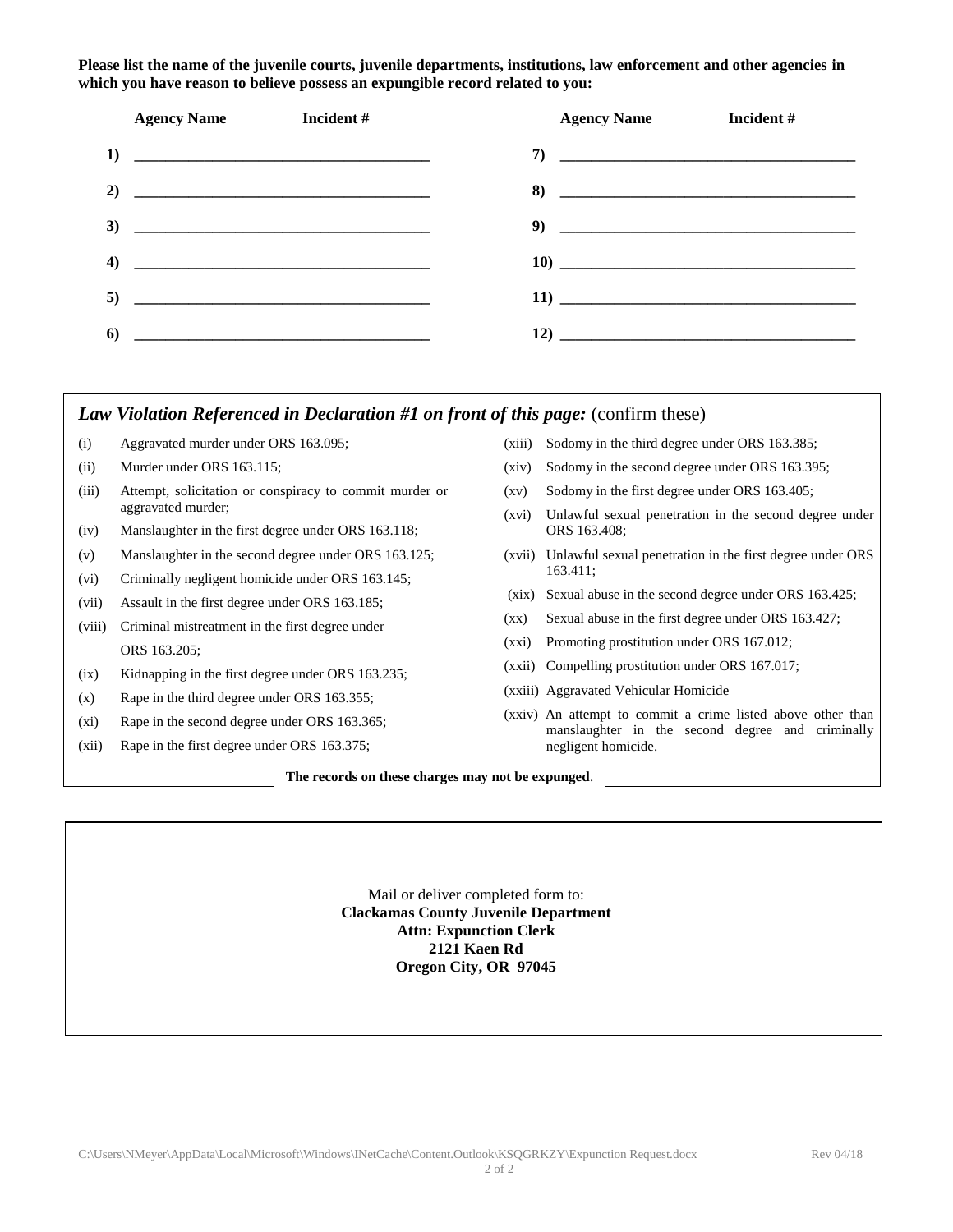**Please list the name of the juvenile courts, juvenile departments, institutions, law enforcement and other agencies in which you have reason to believe possess an expungible record related to you:**

| | Agency Name | Incident # | | Agency Name | Incident # |
|---|---|---|---|---|---|
| 1) | | | 7) | | |
| 2) | | | 8) | | |
| 3) | | | 9) | | |
| 4) | | | 10) | | |
| 5) | | | 11) | | |
| 6) | | | 12) | | |

### *Law Violation Referenced in Declaration #1 on front of this page:* (confirm these)

(i) Aggravated murder under ORS 163.095;

(ii) Murder under ORS 163.115;

(iii) Attempt, solicitation or conspiracy to commit murder or aggravated murder;

(iv) Manslaughter in the first degree under ORS 163.118;

(v) Manslaughter in the second degree under ORS 163.125;

(vi) Criminally negligent homicide under ORS 163.145;

(vii) Assault in the first degree under ORS 163.185;

(viii) Criminal mistreatment in the first degree under ORS 163.205;

(ix) Kidnapping in the first degree under ORS 163.235;

(x) Rape in the third degree under ORS 163.355;

(xi) Rape in the second degree under ORS 163.365;

(xii) Rape in the first degree under ORS 163.375;

(xiii) Sodomy in the third degree under ORS 163.385;

(xiv) Sodomy in the second degree under ORS 163.395;

(xv) Sodomy in the first degree under ORS 163.405;

(xvi) Unlawful sexual penetration in the second degree under ORS 163.408;

(xvii) Unlawful sexual penetration in the first degree under ORS 163.411;

(xix) Sexual abuse in the second degree under ORS 163.425;

(xx) Sexual abuse in the first degree under ORS 163.427;

(xxi) Promoting prostitution under ORS 167.012;

(xxii) Compelling prostitution under ORS 167.017;

(xxiii) Aggravated Vehicular Homicide

(xxiv) An attempt to commit a crime listed above other than manslaughter in the second degree and criminally negligent homicide.

**The records on these charges may not be expunged**.

Mail or deliver completed form to:
**Clackamas County Juvenile Department**
**Attn: Expunction Clerk**
**2121 Kaen Rd**
**Oregon City, OR 97045**

C:\Users\NMeyer\AppData\Local\Microsoft\Windows\INetCache\Content.Outlook\KSQGRKZY\Expunction Request.docx Rev 04/18